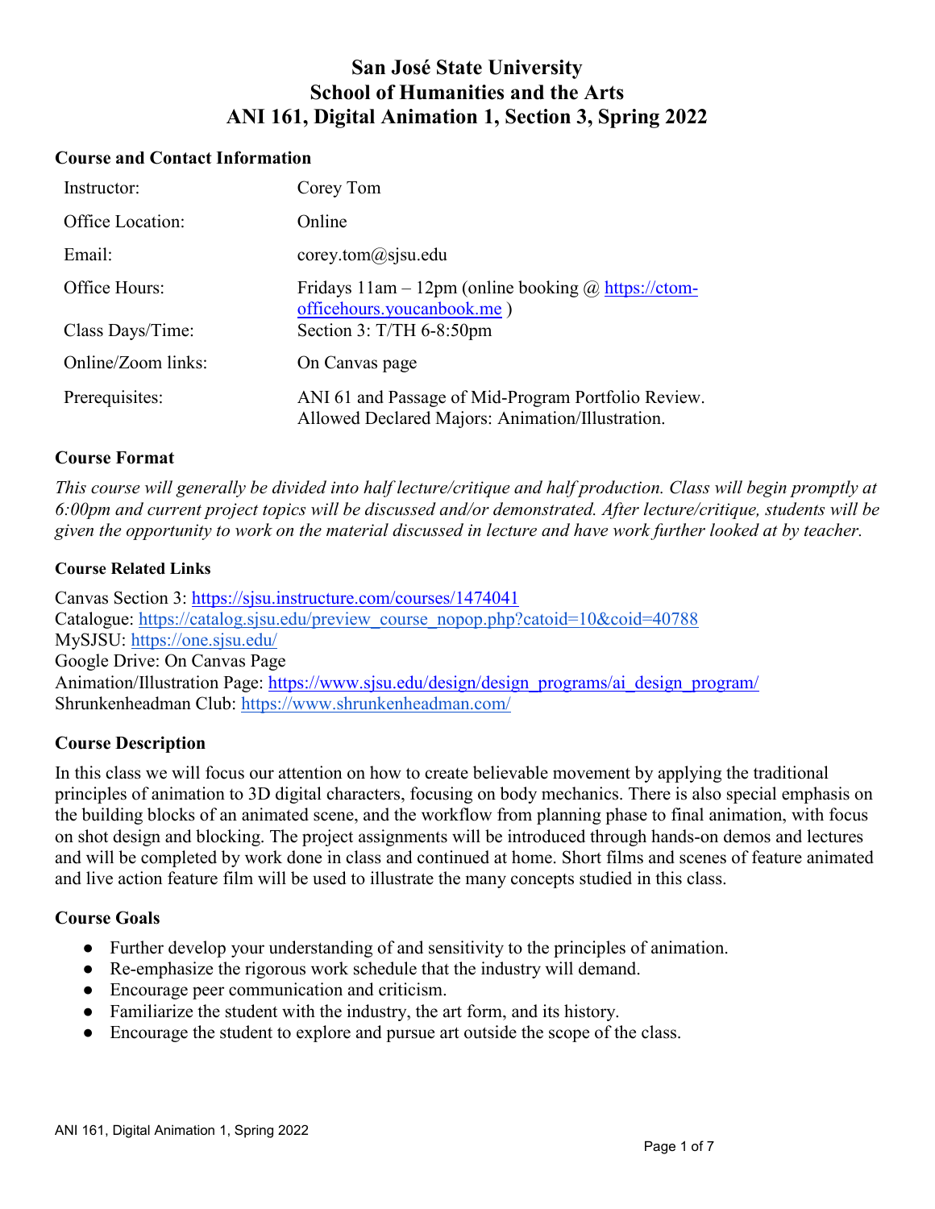# San José State University
# School of Humanities and the Arts
# ANI 161, Digital Animation 1, Section 3, Spring 2022

## Course and Contact Information

| | |
|---|---|
| Instructor: | Corey Tom |
| Office Location: | Online |
| Email: | corey.tom@sjsu.edu |
| Office Hours: | Fridays 11am – 12pm (online booking @ https://ctom-officehours.youcanbook.me ) |
| Class Days/Time: | Section 3: T/TH 6-8:50pm |
| Online/Zoom links: | On Canvas page |
| Prerequisites: | ANI 61 and Passage of Mid-Program Portfolio Review. Allowed Declared Majors: Animation/Illustration. |

## Course Format

*This course will generally be divided into half lecture/critique and half production. Class will begin promptly at 6:00pm and current project topics will be discussed and/or demonstrated. After lecture/critique, students will be given the opportunity to work on the material discussed in lecture and have work further looked at by teacher.*

### Course Related Links

Canvas Section 3: https://sjsu.instructure.com/courses/1474041
Catalogue: https://catalog.sjsu.edu/preview_course_nopop.php?catoid=10&coid=40788
MySJSU: https://one.sjsu.edu/
Google Drive: On Canvas Page
Animation/Illustration Page: https://www.sjsu.edu/design/design_programs/ai_design_program/
Shrunkenheadman Club: https://www.shrunkenheadman.com/

## Course Description

In this class we will focus our attention on how to create believable movement by applying the traditional principles of animation to 3D digital characters, focusing on body mechanics. There is also special emphasis on the building blocks of an animated scene, and the workflow from planning phase to final animation, with focus on shot design and blocking. The project assignments will be introduced through hands-on demos and lectures and will be completed by work done in class and continued at home. Short films and scenes of feature animated and live action feature film will be used to illustrate the many concepts studied in this class.

## Course Goals

- Further develop your understanding of and sensitivity to the principles of animation.
- Re-emphasize the rigorous work schedule that the industry will demand.
- Encourage peer communication and criticism.
- Familiarize the student with the industry, the art form, and its history.
- Encourage the student to explore and pursue art outside the scope of the class.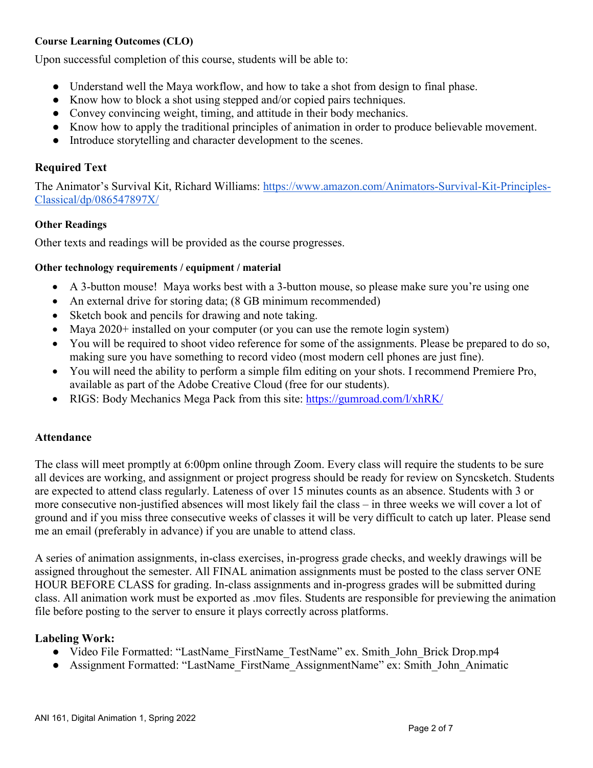**Course Learning Outcomes (CLO)**

Upon successful completion of this course, students will be able to:

- Understand well the Maya workflow, and how to take a shot from design to final phase.
- Know how to block a shot using stepped and/or copied pairs techniques.
- Convey convincing weight, timing, and attitude in their body mechanics.
- Know how to apply the traditional principles of animation in order to produce believable movement.
- Introduce storytelling and character development to the scenes.

## Required Text

The Animator's Survival Kit, Richard Williams: https://www.amazon.com/Animators-Survival-Kit-Principles-Classical/dp/086547897X/

**Other Readings**

Other texts and readings will be provided as the course progresses.

**Other technology requirements / equipment / material**

- A 3-button mouse! Maya works best with a 3-button mouse, so please make sure you're using one
- An external drive for storing data; (8 GB minimum recommended)
- Sketch book and pencils for drawing and note taking.
- Maya 2020+ installed on your computer (or you can use the remote login system)
- You will be required to shoot video reference for some of the assignments. Please be prepared to do so, making sure you have something to record video (most modern cell phones are just fine).
- You will need the ability to perform a simple film editing on your shots. I recommend Premiere Pro, available as part of the Adobe Creative Cloud (free for our students).
- RIGS: Body Mechanics Mega Pack from this site: https://gumroad.com/l/xhRK/

## Attendance

The class will meet promptly at 6:00pm online through Zoom. Every class will require the students to be sure all devices are working, and assignment or project progress should be ready for review on Syncsketch. Students are expected to attend class regularly. Lateness of over 15 minutes counts as an absence. Students with 3 or more consecutive non-justified absences will most likely fail the class – in three weeks we will cover a lot of ground and if you miss three consecutive weeks of classes it will be very difficult to catch up later. Please send me an email (preferably in advance) if you are unable to attend class.

A series of animation assignments, in-class exercises, in-progress grade checks, and weekly drawings will be assigned throughout the semester. All FINAL animation assignments must be posted to the class server ONE HOUR BEFORE CLASS for grading. In-class assignments and in-progress grades will be submitted during class. All animation work must be exported as .mov files. Students are responsible for previewing the animation file before posting to the server to ensure it plays correctly across platforms.

## Labeling Work:

- Video File Formatted: "LastName_FirstName_TestName" ex. Smith_John_Brick Drop.mp4
- Assignment Formatted: "LastName_FirstName_AssignmentName" ex: Smith_John_Animatic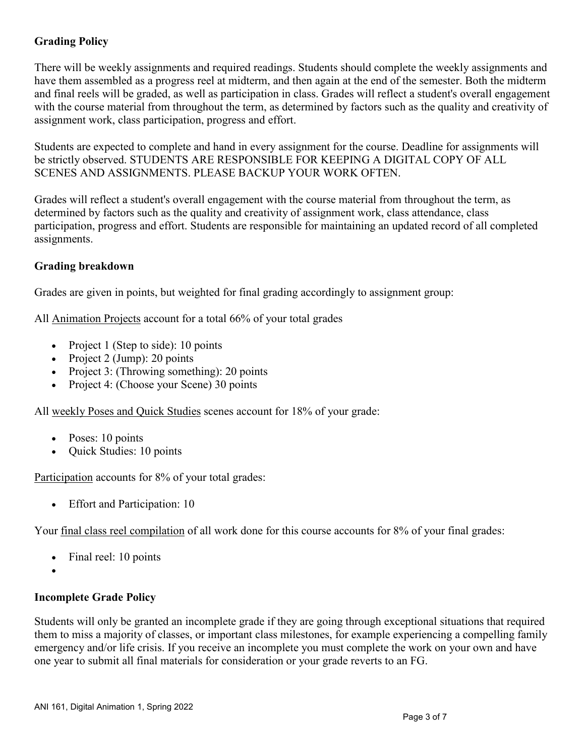## Grading Policy

There will be weekly assignments and required readings. Students should complete the weekly assignments and have them assembled as a progress reel at midterm, and then again at the end of the semester. Both the midterm and final reels will be graded, as well as participation in class. Grades will reflect a student's overall engagement with the course material from throughout the term, as determined by factors such as the quality and creativity of assignment work, class participation, progress and effort.

Students are expected to complete and hand in every assignment for the course. Deadline for assignments will be strictly observed. STUDENTS ARE RESPONSIBLE FOR KEEPING A DIGITAL COPY OF ALL SCENES AND ASSIGNMENTS. PLEASE BACKUP YOUR WORK OFTEN.

Grades will reflect a student's overall engagement with the course material from throughout the term, as determined by factors such as the quality and creativity of assignment work, class attendance, class participation, progress and effort. Students are responsible for maintaining an updated record of all completed assignments.

### Grading breakdown

Grades are given in points, but weighted for final grading accordingly to assignment group:

All <u>Animation Projects</u> account for a total 66% of your total grades

- Project 1 (Step to side): 10 points
- Project 2 (Jump): 20 points
- Project 3: (Throwing something): 20 points
- Project 4: (Choose your Scene) 30 points

All <u>weekly Poses and Quick Studies</u> scenes account for 18% of your grade:

- Poses: 10 points
- Quick Studies: 10 points

<u>Participation</u> accounts for 8% of your total grades:

- Effort and Participation: 10

Your <u>final class reel compilation</u> of all work done for this course accounts for 8% of your final grades:

- Final reel: 10 points

### Incomplete Grade Policy

Students will only be granted an incomplete grade if they are going through exceptional situations that required them to miss a majority of classes, or important class milestones, for example experiencing a compelling family emergency and/or life crisis. If you receive an incomplete you must complete the work on your own and have one year to submit all final materials for consideration or your grade reverts to an FG.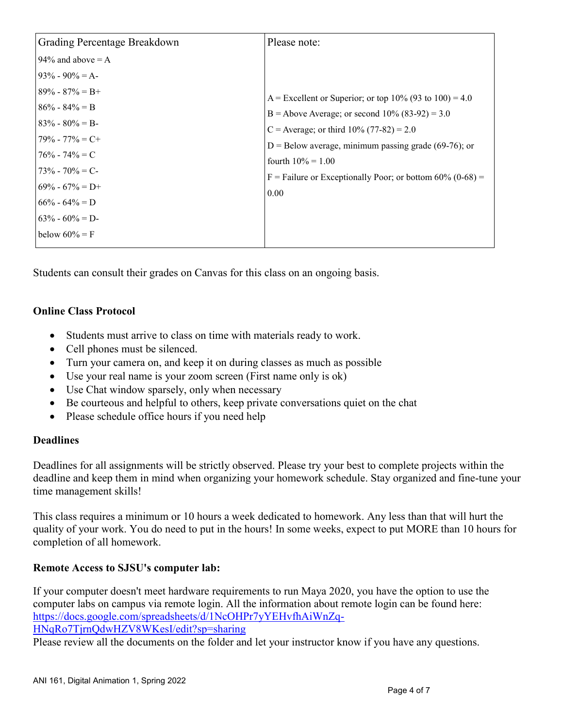| Grading Percentage Breakdown | Please note: |
|---|---|
| 94% and above = A<br>93% - 90% = A-<br>89% - 87% = B+<br>86% - 84% = B<br>83% - 80% = B-<br>79% - 77% = C+<br>76% - 74% = C<br>73% - 70% = C-<br>69% - 67% = D+<br>66% - 64% = D<br>63% - 60% = D-<br>below 60% = F | A = Excellent or Superior; or top 10% (93 to 100) = 4.0<br>B = Above Average; or second 10% (83-92) = 3.0<br>C = Average; or third 10% (77-82) = 2.0<br>D = Below average, minimum passing grade (69-76); or fourth 10% = 1.00<br>F = Failure or Exceptionally Poor; or bottom 60% (0-68) = 0.00 |

Students can consult their grades on Canvas for this class on an ongoing basis.

**Online Class Protocol**

- Students must arrive to class on time with materials ready to work.
- Cell phones must be silenced.
- Turn your camera on, and keep it on during classes as much as possible
- Use your real name is your zoom screen (First name only is ok)
- Use Chat window sparsely, only when necessary
- Be courteous and helpful to others, keep private conversations quiet on the chat
- Please schedule office hours if you need help

**Deadlines**

Deadlines for all assignments will be strictly observed. Please try your best to complete projects within the deadline and keep them in mind when organizing your homework schedule. Stay organized and fine-tune your time management skills!

This class requires a minimum or 10 hours a week dedicated to homework. Any less than that will hurt the quality of your work. You do need to put in the hours! In some weeks, expect to put MORE than 10 hours for completion of all homework.

**Remote Access to SJSU's computer lab:**

If your computer doesn't meet hardware requirements to run Maya 2020, you have the option to use the computer labs on campus via remote login. All the information about remote login can be found here: https://docs.google.com/spreadsheets/d/1NcOHPr7yYEHvfhAiWnZq-HNqRo7TjrnQdwHZV8WKesI/edit?sp=sharing
Please review all the documents on the folder and let your instructor know if you have any questions.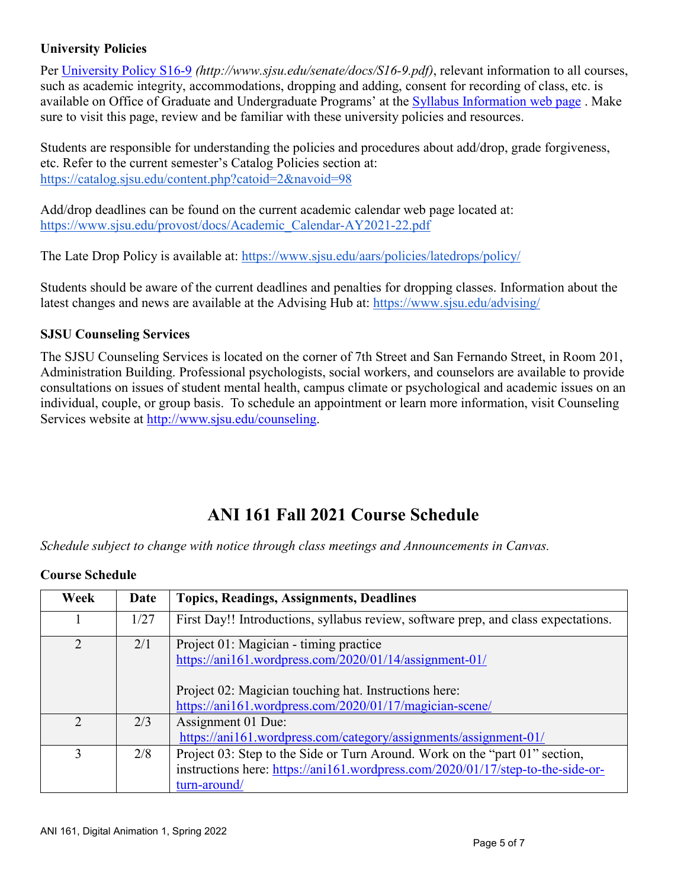### University Policies

Per [University Policy S16-9](http://www.sjsu.edu/senate/docs/S16-9.pdf) *(http://www.sjsu.edu/senate/docs/S16-9.pdf)*, relevant information to all courses, such as academic integrity, accommodations, dropping and adding, consent for recording of class, etc. is available on Office of Graduate and Undergraduate Programs' at the Syllabus Information web page . Make sure to visit this page, review and be familiar with these university policies and resources.

Students are responsible for understanding the policies and procedures about add/drop, grade forgiveness, etc. Refer to the current semester's Catalog Policies section at: https://catalog.sjsu.edu/content.php?catoid=2&navoid=98

Add/drop deadlines can be found on the current academic calendar web page located at: https://www.sjsu.edu/provost/docs/Academic_Calendar-AY2021-22.pdf

The Late Drop Policy is available at: https://www.sjsu.edu/aars/policies/latedrops/policy/

Students should be aware of the current deadlines and penalties for dropping classes. Information about the latest changes and news are available at the Advising Hub at: https://www.sjsu.edu/advising/

### SJSU Counseling Services

The SJSU Counseling Services is located on the corner of 7th Street and San Fernando Street, in Room 201, Administration Building. Professional psychologists, social workers, and counselors are available to provide consultations on issues of student mental health, campus climate or psychological and academic issues on an individual, couple, or group basis. To schedule an appointment or learn more information, visit Counseling Services website at http://www.sjsu.edu/counseling.

## ANI 161 Fall 2021 Course Schedule

*Schedule subject to change with notice through class meetings and Announcements in Canvas.*

### Course Schedule

| Week | Date | Topics, Readings, Assignments, Deadlines |
|---|---|---|
| 1 | 1/27 | First Day!! Introductions, syllabus review, software prep, and class expectations. |
| 2 | 2/1 | Project 01: Magician - timing practice https://ani161.wordpress.com/2020/01/14/assignment-01/ <br><br> Project 02: Magician touching hat. Instructions here: https://ani161.wordpress.com/2020/01/17/magician-scene/ |
| 2 | 2/3 | Assignment 01 Due: https://ani161.wordpress.com/category/assignments/assignment-01/ |
| 3 | 2/8 | Project 03: Step to the Side or Turn Around. Work on the "part 01" section, instructions here: https://ani161.wordpress.com/2020/01/17/step-to-the-side-or-turn-around/ |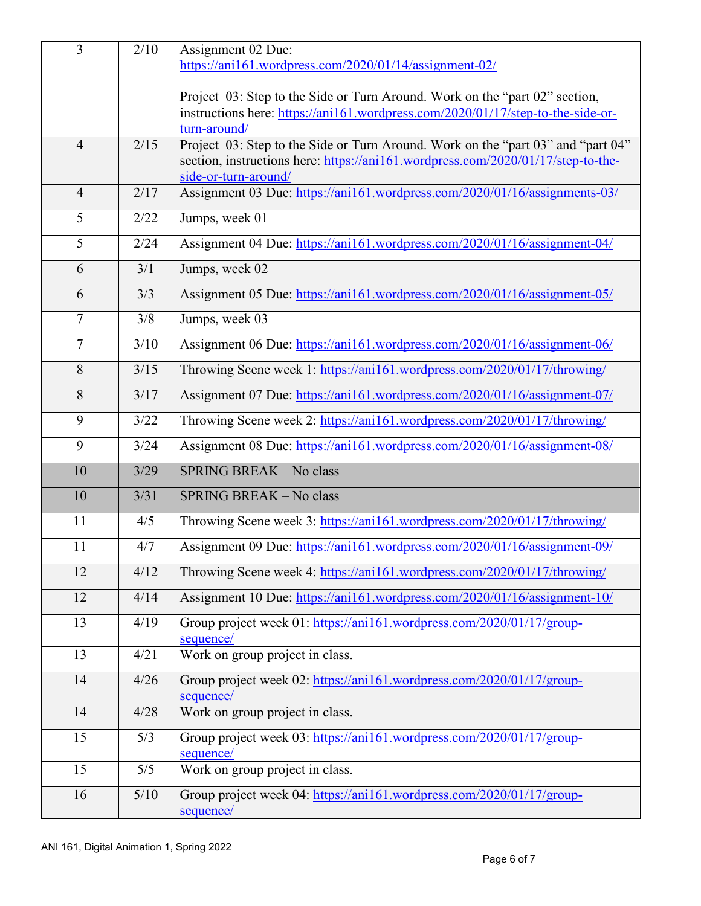| 3 | 2/10 | Assignment 02 Due: https://ani161.wordpress.com/2020/01/14/assignment-02/<br><br>Project 03: Step to the Side or Turn Around. Work on the "part 02" section, instructions here: https://ani161.wordpress.com/2020/01/17/step-to-the-side-or-turn-around/ |
|---|---|---|
| 4 | 2/15 | Project 03: Step to the Side or Turn Around. Work on the "part 03" and "part 04" section, instructions here: https://ani161.wordpress.com/2020/01/17/step-to-the-side-or-turn-around/ |
| 4 | 2/17 | Assignment 03 Due: https://ani161.wordpress.com/2020/01/16/assignments-03/ |
| 5 | 2/22 | Jumps, week 01 |
| 5 | 2/24 | Assignment 04 Due: https://ani161.wordpress.com/2020/01/16/assignment-04/ |
| 6 | 3/1 | Jumps, week 02 |
| 6 | 3/3 | Assignment 05 Due: https://ani161.wordpress.com/2020/01/16/assignment-05/ |
| 7 | 3/8 | Jumps, week 03 |
| 7 | 3/10 | Assignment 06 Due: https://ani161.wordpress.com/2020/01/16/assignment-06/ |
| 8 | 3/15 | Throwing Scene week 1: https://ani161.wordpress.com/2020/01/17/throwing/ |
| 8 | 3/17 | Assignment 07 Due: https://ani161.wordpress.com/2020/01/16/assignment-07/ |
| 9 | 3/22 | Throwing Scene week 2: https://ani161.wordpress.com/2020/01/17/throwing/ |
| 9 | 3/24 | Assignment 08 Due: https://ani161.wordpress.com/2020/01/16/assignment-08/ |
| 10 | 3/29 | SPRING BREAK – No class |
| 10 | 3/31 | SPRING BREAK – No class |
| 11 | 4/5 | Throwing Scene week 3: https://ani161.wordpress.com/2020/01/17/throwing/ |
| 11 | 4/7 | Assignment 09 Due: https://ani161.wordpress.com/2020/01/16/assignment-09/ |
| 12 | 4/12 | Throwing Scene week 4: https://ani161.wordpress.com/2020/01/17/throwing/ |
| 12 | 4/14 | Assignment 10 Due: https://ani161.wordpress.com/2020/01/16/assignment-10/ |
| 13 | 4/19 | Group project week 01: https://ani161.wordpress.com/2020/01/17/group-sequence/ |
| 13 | 4/21 | Work on group project in class. |
| 14 | 4/26 | Group project week 02: https://ani161.wordpress.com/2020/01/17/group-sequence/ |
| 14 | 4/28 | Work on group project in class. |
| 15 | 5/3 | Group project week 03: https://ani161.wordpress.com/2020/01/17/group-sequence/ |
| 15 | 5/5 | Work on group project in class. |
| 16 | 5/10 | Group project week 04: https://ani161.wordpress.com/2020/01/17/group-sequence/ |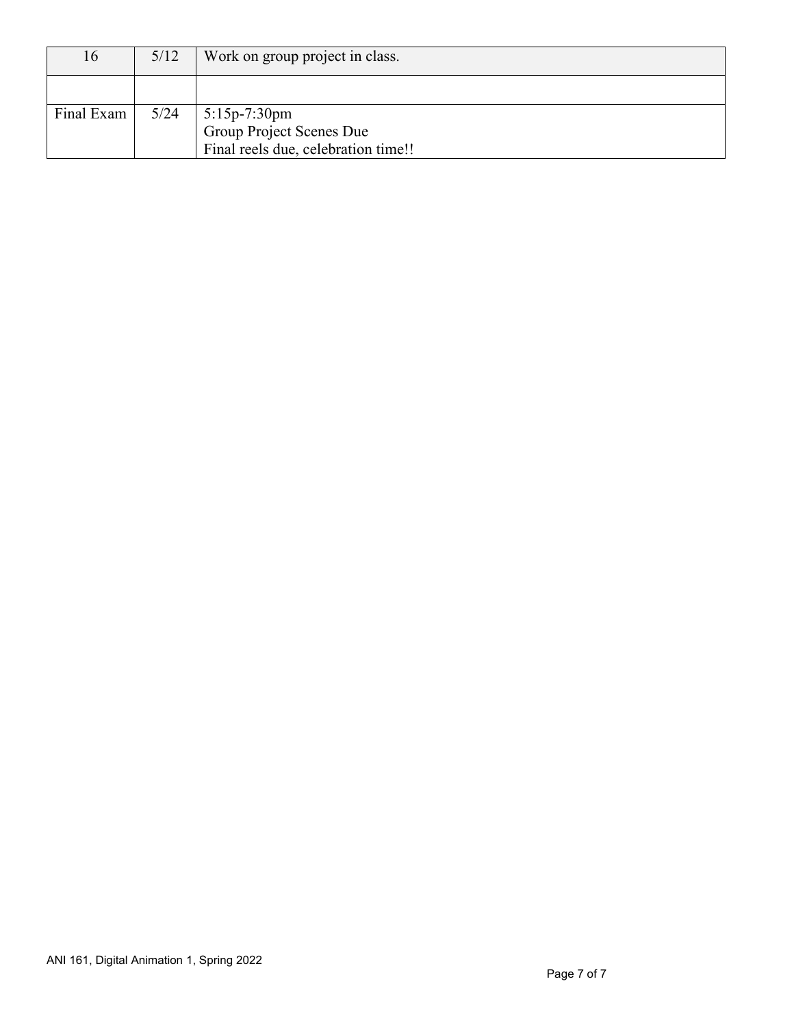| | | |
|---|---|---|
| 16 | 5/12 | Work on group project in class. |
| | | |
| Final Exam | 5/24 | 5:15p-7:30pm<br>Group Project Scenes Due<br>Final reels due, celebration time!! |